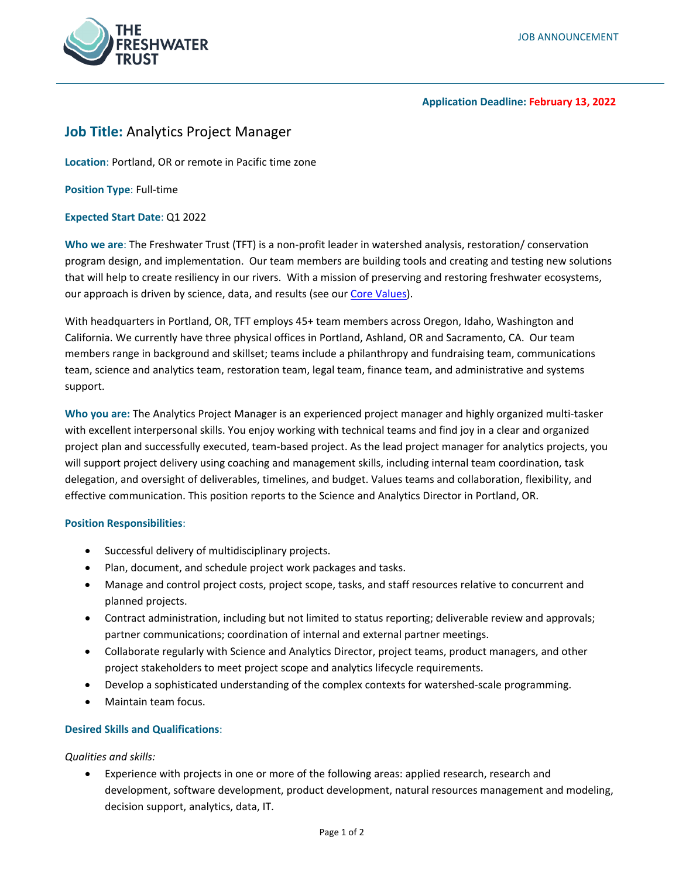THE FRESHWATER TRUST

JOB ANNOUNCEMENT

**Application Deadline: February 13, 2022**

## Job Title: Analytics Project Manager

**Location**: Portland, OR or remote in Pacific time zone

**Position Type**: Full-time

**Expected Start Date**: Q1 2022

**Who we are**: The Freshwater Trust (TFT) is a non-profit leader in watershed analysis, restoration/ conservation program design, and implementation. Our team members are building tools and creating and testing new solutions that will help to create resiliency in our rivers. With a mission of preserving and restoring freshwater ecosystems, our approach is driven by science, data, and results (see our [Core Values]).

With headquarters in Portland, OR, TFT employs 45+ team members across Oregon, Idaho, Washington and California. We currently have three physical offices in Portland, Ashland, OR and Sacramento, CA. Our team members range in background and skillset; teams include a philanthropy and fundraising team, communications team, science and analytics team, restoration team, legal team, finance team, and administrative and systems support.

**Who you are:** The Analytics Project Manager is an experienced project manager and highly organized multi-tasker with excellent interpersonal skills. You enjoy working with technical teams and find joy in a clear and organized project plan and successfully executed, team-based project. As the lead project manager for analytics projects, you will support project delivery using coaching and management skills, including internal team coordination, task delegation, and oversight of deliverables, timelines, and budget. Values teams and collaboration, flexibility, and effective communication. This position reports to the Science and Analytics Director in Portland, OR.

### Position Responsibilities:

- Successful delivery of multidisciplinary projects.
- Plan, document, and schedule project work packages and tasks.
- Manage and control project costs, project scope, tasks, and staff resources relative to concurrent and planned projects.
- Contract administration, including but not limited to status reporting; deliverable review and approvals; partner communications; coordination of internal and external partner meetings.
- Collaborate regularly with Science and Analytics Director, project teams, product managers, and other project stakeholders to meet project scope and analytics lifecycle requirements.
- Develop a sophisticated understanding of the complex contexts for watershed-scale programming.
- Maintain team focus.

### Desired Skills and Qualifications:

*Qualities and skills:*

- Experience with projects in one or more of the following areas: applied research, research and development, software development, product development, natural resources management and modeling, decision support, analytics, data, IT.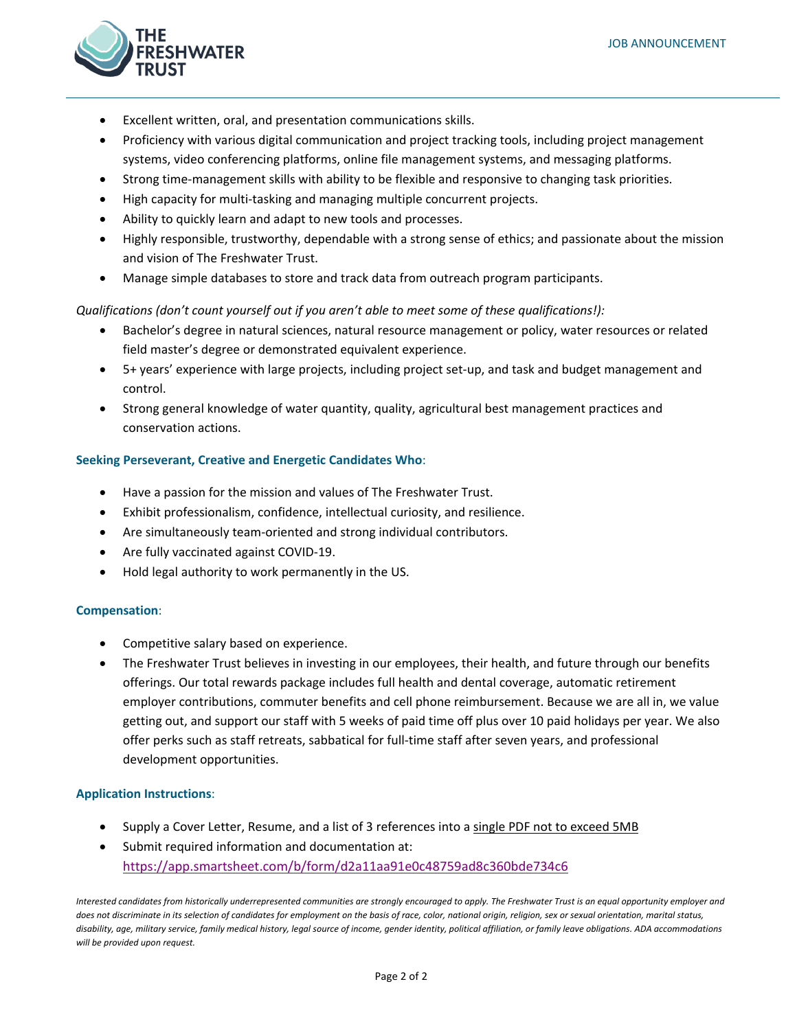- Excellent written, oral, and presentation communications skills.
- Proficiency with various digital communication and project tracking tools, including project management systems, video conferencing platforms, online file management systems, and messaging platforms.
- Strong time-management skills with ability to be flexible and responsive to changing task priorities.
- High capacity for multi-tasking and managing multiple concurrent projects.
- Ability to quickly learn and adapt to new tools and processes.
- Highly responsible, trustworthy, dependable with a strong sense of ethics; and passionate about the mission and vision of The Freshwater Trust.
- Manage simple databases to store and track data from outreach program participants.

*Qualifications (don't count yourself out if you aren't able to meet some of these qualifications!):*

- Bachelor's degree in natural sciences, natural resource management or policy, water resources or related field master's degree or demonstrated equivalent experience.
- 5+ years' experience with large projects, including project set-up, and task and budget management and control.
- Strong general knowledge of water quantity, quality, agricultural best management practices and conservation actions.

**Seeking Perseverant, Creative and Energetic Candidates Who**:

- Have a passion for the mission and values of The Freshwater Trust.
- Exhibit professionalism, confidence, intellectual curiosity, and resilience.
- Are simultaneously team-oriented and strong individual contributors.
- Are fully vaccinated against COVID-19.
- Hold legal authority to work permanently in the US.

**Compensation**:

- Competitive salary based on experience.
- The Freshwater Trust believes in investing in our employees, their health, and future through our benefits offerings. Our total rewards package includes full health and dental coverage, automatic retirement employer contributions, commuter benefits and cell phone reimbursement. Because we are all in, we value getting out, and support our staff with 5 weeks of paid time off plus over 10 paid holidays per year. We also offer perks such as staff retreats, sabbatical for full-time staff after seven years, and professional development opportunities.

**Application Instructions**:

- Supply a Cover Letter, Resume, and a list of 3 references into a single PDF not to exceed 5MB
- Submit required information and documentation at: https://app.smartsheet.com/b/form/d2a11aa91e0c48759ad8c360bde734c6

*Interested candidates from historically underrepresented communities are strongly encouraged to apply. The Freshwater Trust is an equal opportunity employer and does not discriminate in its selection of candidates for employment on the basis of race, color, national origin, religion, sex or sexual orientation, marital status, disability, age, military service, family medical history, legal source of income, gender identity, political affiliation, or family leave obligations. ADA accommodations will be provided upon request.*